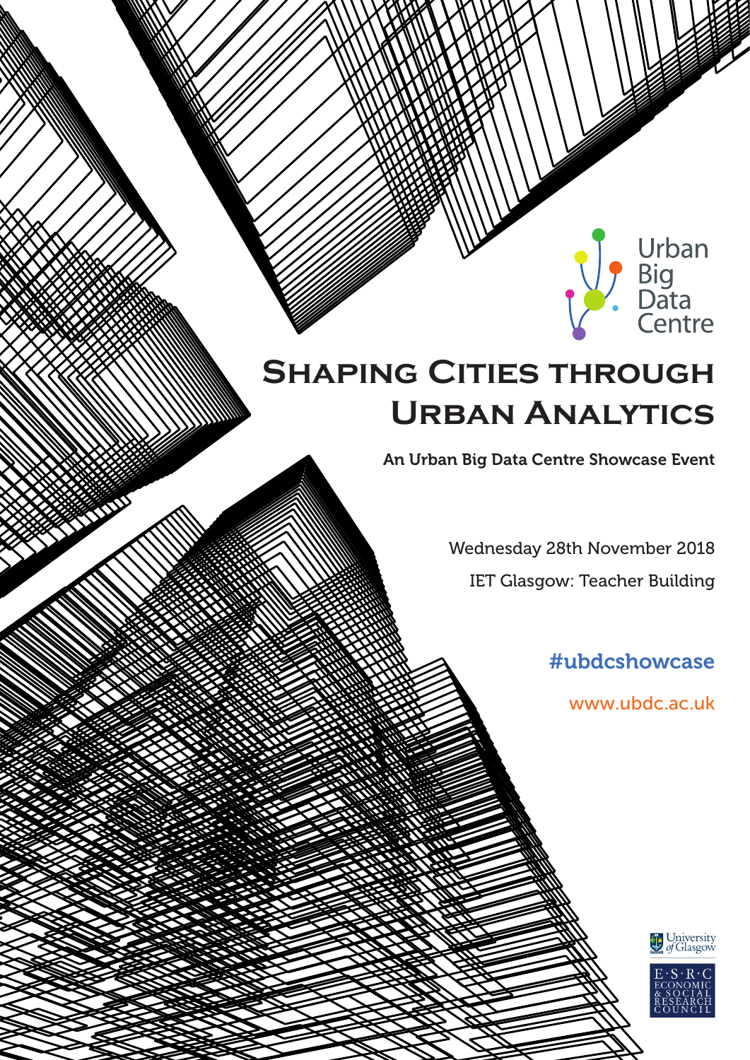Urban Big Data Centre

# Shaping Cities through Urban Analytics

**An Urban Big Data Centre Showcase Event**

Wednesday 28th November 2018

IET Glasgow: Teacher Building

#ubdcshowcase

www.ubdc.ac.uk

University of Glasgow

E·S·R·C ECONOMIC & SOCIAL RESEARCH COUNCIL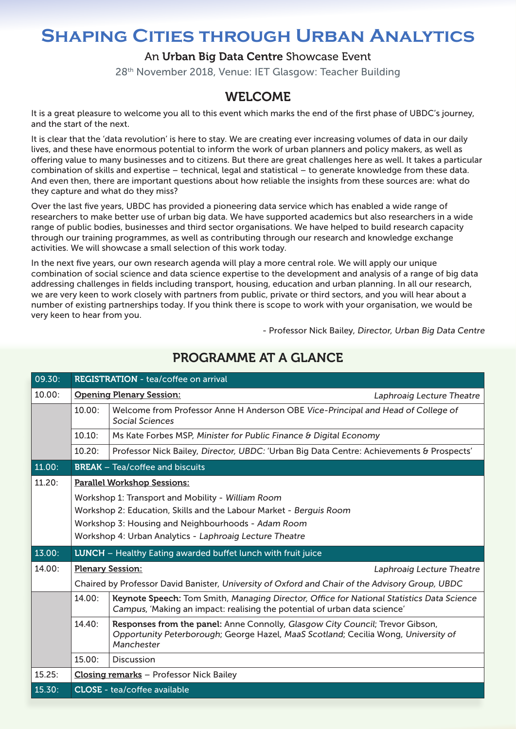# Shaping Cities through Urban Analytics

An **Urban Big Data Centre** Showcase Event

28th November 2018, Venue: IET Glasgow: Teacher Building

## WELCOME

It is a great pleasure to welcome you all to this event which marks the end of the first phase of UBDC's journey, and the start of the next.

It is clear that the 'data revolution' is here to stay. We are creating ever increasing volumes of data in our daily lives, and these have enormous potential to inform the work of urban planners and policy makers, as well as offering value to many businesses and to citizens. But there are great challenges here as well. It takes a particular combination of skills and expertise – technical, legal and statistical – to generate knowledge from these data. And even then, there are important questions about how reliable the insights from these sources are: what do they capture and what do they miss?

Over the last five years, UBDC has provided a pioneering data service which has enabled a wide range of researchers to make better use of urban big data. We have supported academics but also researchers in a wide range of public bodies, businesses and third sector organisations. We have helped to build research capacity through our training programmes, as well as contributing through our research and knowledge exchange activities. We will showcase a small selection of this work today.

In the next five years, our own research agenda will play a more central role. We will apply our unique combination of social science and data science expertise to the development and analysis of a range of big data addressing challenges in fields including transport, housing, education and urban planning. In all our research, we are very keen to work closely with partners from public, private or third sectors, and you will hear about a number of existing partnerships today. If you think there is scope to work with your organisation, we would be very keen to hear from you.

- Professor Nick Bailey, *Director, Urban Big Data Centre*

## PROGRAMME AT A GLANCE

| | | |
|---|---|---|
| 09.30: | **REGISTRATION** - tea/coffee on arrival | |
| 10.00: | **Opening Plenary Session:** *Laphroaig Lecture Theatre* | |
| | 10.00: | Welcome from Professor Anne H Anderson OBE *Vice-Principal and Head of College of Social Sciences* |
| | 10.10: | Ms Kate Forbes MSP, *Minister for Public Finance & Digital Economy* |
| | 10.20: | Professor Nick Bailey, *Director, UBDC:* 'Urban Big Data Centre: Achievements & Prospects' |
| 11.00: | **BREAK** – Tea/coffee and biscuits | |
| 11.20: | **Parallel Workshop Sessions:**<br>Workshop 1: Transport and Mobility - *William Room*<br>Workshop 2: Education, Skills and the Labour Market - *Berguis Room*<br>Workshop 3: Housing and Neighbourhoods - *Adam Room*<br>Workshop 4: Urban Analytics - *Laphroaig Lecture Theatre* | |
| 13.00: | **LUNCH** – Healthy Eating awarded buffet lunch with fruit juice | |
| 14.00: | **Plenary Session:** *Laphroaig Lecture Theatre*<br>Chaired by Professor David Banister, *University of Oxford and Chair of the Advisory Group, UBDC* | |
| | 14.00: | **Keynote Speech:** Tom Smith, *Managing Director, Office for National Statistics Data Science Campus*, 'Making an impact: realising the potential of urban data science' |
| | 14.40: | **Responses from the panel:** Anne Connolly, *Glasgow City Council*; Trevor Gibson, *Opportunity Peterborough*; George Hazel, *MaaS Scotland*; Cecilia Wong, *University of Manchester* |
| | 15.00: | Discussion |
| 15.25: | **Closing remarks** – Professor Nick Bailey | |
| 15.30: | **CLOSE** - tea/coffee available | |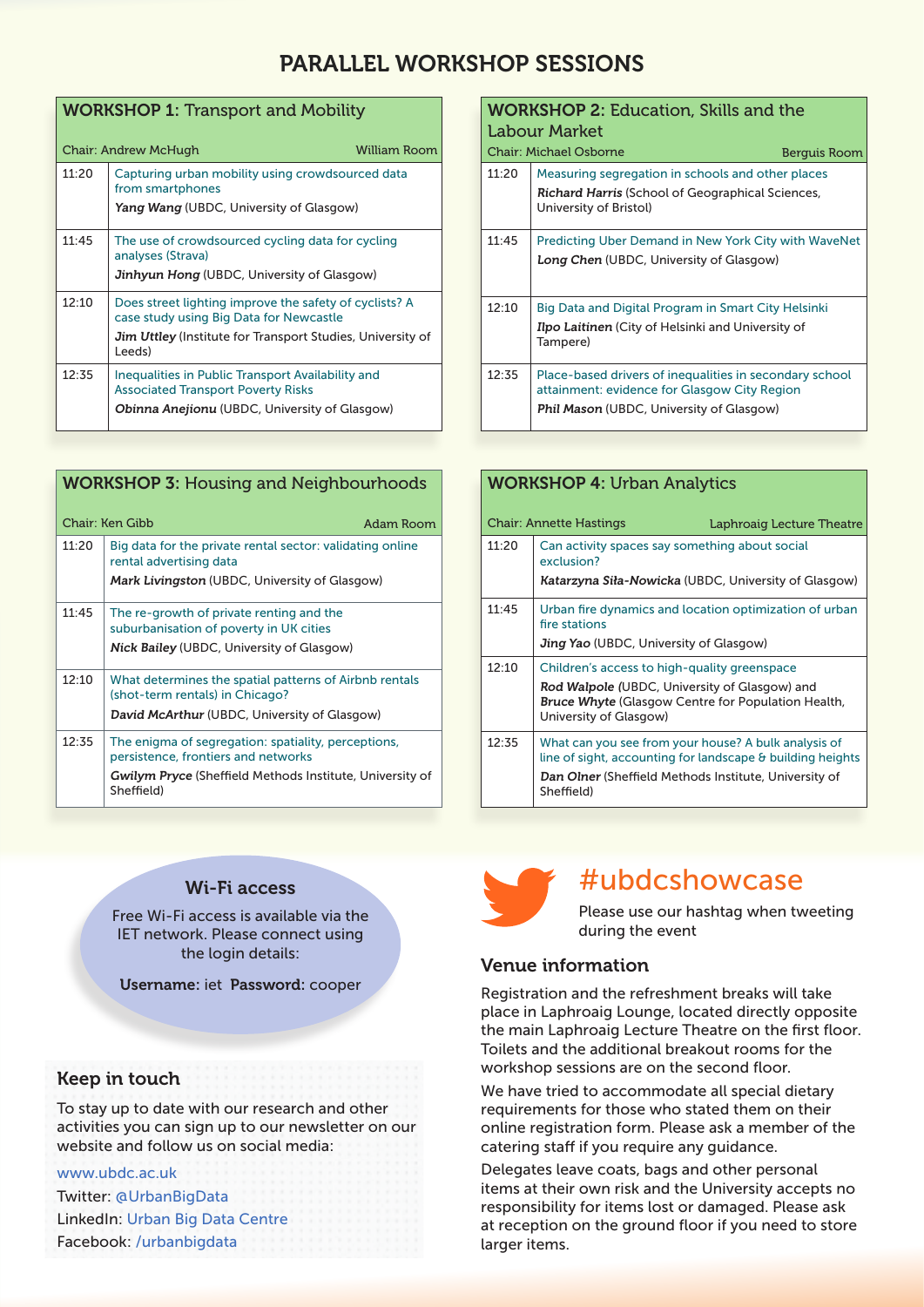# PARALLEL WORKSHOP SESSIONS

## WORKSHOP 1: Transport and Mobility

Chair: Andrew McHugh — William Room

| Time | Session |
|---|---|
| 11:20 | Capturing urban mobility using crowdsourced data from smartphones<br>***Yang Wang*** (UBDC, University of Glasgow) |
| 11:45 | The use of crowdsourced cycling data for cycling analyses (Strava)<br>***Jinhyun Hong*** (UBDC, University of Glasgow) |
| 12:10 | Does street lighting improve the safety of cyclists? A case study using Big Data for Newcastle<br>***Jim Uttley*** (Institute for Transport Studies, University of Leeds) |
| 12:35 | Inequalities in Public Transport Availability and Associated Transport Poverty Risks<br>***Obinna Anejionu*** (UBDC, University of Glasgow) |

## WORKSHOP 2: Education, Skills and the Labour Market

Chair: Michael Osborne — Berguis Room

| Time | Session |
|---|---|
| 11:20 | Measuring segregation in schools and other places<br>***Richard Harris*** (School of Geographical Sciences, University of Bristol) |
| 11:45 | Predicting Uber Demand in New York City with WaveNet<br>***Long Chen*** (UBDC, University of Glasgow) |
| 12:10 | Big Data and Digital Program in Smart City Helsinki<br>***Ilpo Laitinen*** (City of Helsinki and University of Tampere) |
| 12:35 | Place-based drivers of inequalities in secondary school attainment: evidence for Glasgow City Region<br>***Phil Mason*** (UBDC, University of Glasgow) |

## WORKSHOP 3: Housing and Neighbourhoods

Chair: Ken Gibb — Adam Room

| Time | Session |
|---|---|
| 11:20 | Big data for the private rental sector: validating online rental advertising data<br>***Mark Livingston*** (UBDC, University of Glasgow) |
| 11:45 | The re-growth of private renting and the suburbanisation of poverty in UK cities<br>***Nick Bailey*** (UBDC, University of Glasgow) |
| 12:10 | What determines the spatial patterns of Airbnb rentals (shot-term rentals) in Chicago?<br>***David McArthur*** (UBDC, University of Glasgow) |
| 12:35 | The enigma of segregation: spatiality, perceptions, persistence, frontiers and networks<br>***Gwilym Pryce*** (Sheffield Methods Institute, University of Sheffield) |

## WORKSHOP 4: Urban Analytics

Chair: Annette Hastings — Laphroaig Lecture Theatre

| Time | Session |
|---|---|
| 11:20 | Can activity spaces say something about social exclusion?<br>***Katarzyna Siła-Nowicka*** (UBDC, University of Glasgow) |
| 11:45 | Urban fire dynamics and location optimization of urban fire stations<br>***Jing Yao*** (UBDC, University of Glasgow) |
| 12:10 | Children's access to high-quality greenspace<br>***Rod Walpole*** (UBDC, University of Glasgow) and ***Bruce Whyte*** (Glasgow Centre for Population Health, University of Glasgow) |
| 12:35 | What can you see from your house? A bulk analysis of line of sight, accounting for landscape & building heights<br>***Dan Olner*** (Sheffield Methods Institute, University of Sheffield) |

### Wi-Fi access

Free Wi-Fi access is available via the IET network. Please connect using the login details:

**Username:** iet **Password:** cooper

### Keep in touch

To stay up to date with our research and other activities you can sign up to our newsletter on our website and follow us on social media:

www.ubdc.ac.uk
Twitter: @UrbanBigData
LinkedIn: Urban Big Data Centre
Facebook: /urbanbigdata

## #ubdcshowcase

Please use our hashtag when tweeting during the event

### Venue information

Registration and the refreshment breaks will take place in Laphroaig Lounge, located directly opposite the main Laphroaig Lecture Theatre on the first floor. Toilets and the additional breakout rooms for the workshop sessions are on the second floor.

We have tried to accommodate all special dietary requirements for those who stated them on their online registration form. Please ask a member of the catering staff if you require any guidance.

Delegates leave coats, bags and other personal items at their own risk and the University accepts no responsibility for items lost or damaged. Please ask at reception on the ground floor if you need to store larger items.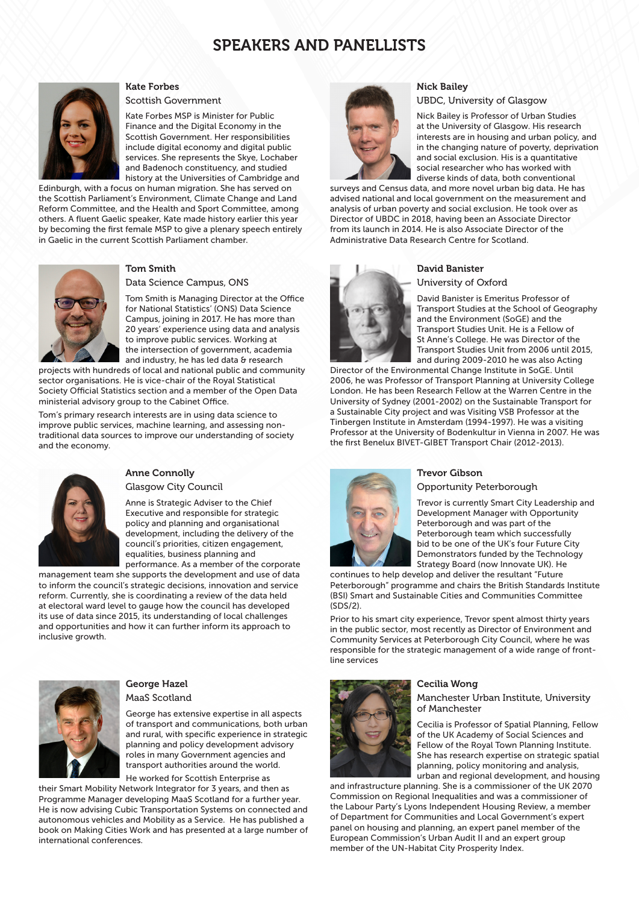# SPEAKERS AND PANELLISTS

### Kate Forbes

Scottish Government

Kate Forbes MSP is Minister for Public Finance and the Digital Economy in the Scottish Government. Her responsibilities include digital economy and digital public services. She represents the Skye, Lochaber and Badenoch constituency, and studied history at the Universities of Cambridge and Edinburgh, with a focus on human migration. She has served on the Scottish Parliament's Environment, Climate Change and Land Reform Committee, and the Health and Sport Committee, among others. A fluent Gaelic speaker, Kate made history earlier this year by becoming the first female MSP to give a plenary speech entirely in Gaelic in the current Scottish Parliament chamber.

### Tom Smith

Data Science Campus, ONS

Tom Smith is Managing Director at the Office for National Statistics' (ONS) Data Science Campus, joining in 2017. He has more than 20 years' experience using data and analysis to improve public services. Working at the intersection of government, academia and industry, he has led data & research projects with hundreds of local and national public and community sector organisations. He is vice-chair of the Royal Statistical Society Official Statistics section and a member of the Open Data ministerial advisory group to the Cabinet Office.

Tom's primary research interests are in using data science to improve public services, machine learning, and assessing non-traditional data sources to improve our understanding of society and the economy.

### Anne Connolly

Glasgow City Council

Anne is Strategic Adviser to the Chief Executive and responsible for strategic policy and planning and organisational development, including the delivery of the council's priorities, citizen engagement, equalities, business planning and performance. As a member of the corporate management team she supports the development and use of data to inform the council's strategic decisions, innovation and service reform. Currently, she is coordinating a review of the data held at electoral ward level to gauge how the council has developed its use of data since 2015, its understanding of local challenges and opportunities and how it can further inform its approach to inclusive growth.

### George Hazel

MaaS Scotland

George has extensive expertise in all aspects of transport and communications, both urban and rural, with specific experience in strategic planning and policy development advisory roles in many Government agencies and transport authorities around the world.

He worked for Scottish Enterprise as their Smart Mobility Network Integrator for 3 years, and then as Programme Manager developing MaaS Scotland for a further year. He is now advising Cubic Transportation Systems on connected and autonomous vehicles and Mobility as a Service. He has published a book on Making Cities Work and has presented at a large number of international conferences.

### Nick Bailey

UBDC, University of Glasgow

Nick Bailey is Professor of Urban Studies at the University of Glasgow. His research interests are in housing and urban policy, and in the changing nature of poverty, deprivation and social exclusion. His is a quantitative social researcher who has worked with diverse kinds of data, both conventional surveys and Census data, and more novel urban big data. He has advised national and local government on the measurement and analysis of urban poverty and social exclusion. He took over as Director of UBDC in 2018, having been an Associate Director from its launch in 2014. He is also Associate Director of the Administrative Data Research Centre for Scotland.

### David Banister

University of Oxford

David Banister is Emeritus Professor of Transport Studies at the School of Geography and the Environment (SoGE) and the Transport Studies Unit. He is a Fellow of St Anne's College. He was Director of the Transport Studies Unit from 2006 until 2015, and during 2009-2010 he was also Acting Director of the Environmental Change Institute in SoGE. Until 2006, he was Professor of Transport Planning at University College London. He has been Research Fellow at the Warren Centre in the University of Sydney (2001-2002) on the Sustainable Transport for a Sustainable City project and was Visiting VSB Professor at the Tinbergen Institute in Amsterdam (1994-1997). He was a visiting Professor at the University of Bodenkultur in Vienna in 2007. He was the first Benelux BIVET-GIBET Transport Chair (2012-2013).

### Trevor Gibson

Opportunity Peterborough

Trevor is currently Smart City Leadership and Development Manager with Opportunity Peterborough and was part of the Peterborough team which successfully bid to be one of the UK's four Future City Demonstrators funded by the Technology Strategy Board (now Innovate UK). He continues to help develop and deliver the resultant "Future Peterborough" programme and chairs the British Standards Institute (BSI) Smart and Sustainable Cities and Communities Committee (SDS/2).

Prior to his smart city experience, Trevor spent almost thirty years in the public sector, most recently as Director of Environment and Community Services at Peterborough City Council, where he was responsible for the strategic management of a wide range of front-line services

### Cecilia Wong

Manchester Urban Institute, University of Manchester

Cecilia is Professor of Spatial Planning, Fellow of the UK Academy of Social Sciences and Fellow of the Royal Town Planning Institute. She has research expertise on strategic spatial planning, policy monitoring and analysis, urban and regional development, and housing and infrastructure planning. She is a commissioner of the UK 2070 Commission on Regional Inequalities and was a commissioner of the Labour Party's Lyons Independent Housing Review, a member of Department for Communities and Local Government's expert panel on housing and planning, an expert panel member of the European Commission's Urban Audit II and an expert group member of the UN-Habitat City Prosperity Index.